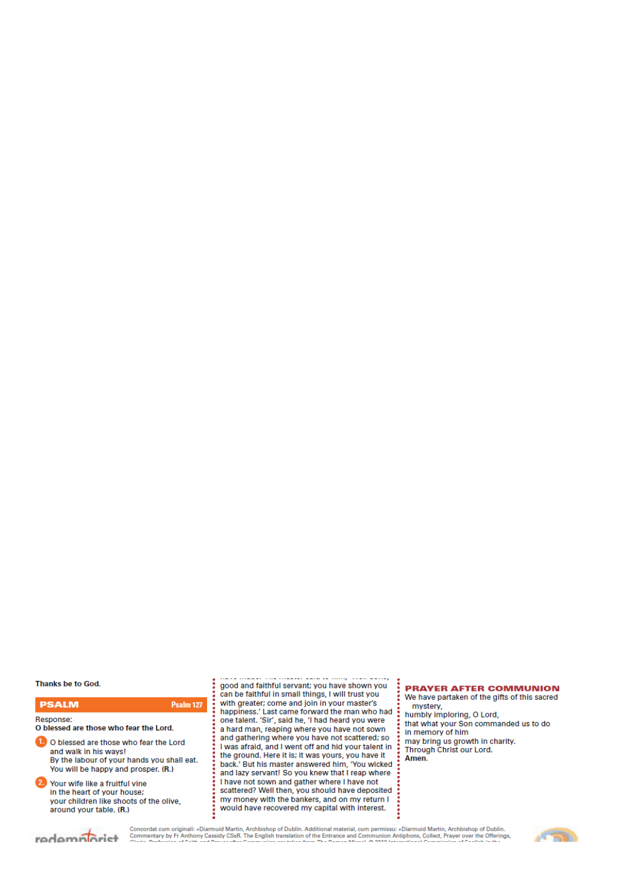Thanks be to God.

## PSALM

Psalm 127

Response:
**O blessed are those who fear the Lord.**

1. O blessed are those who fear the Lord
and walk in his ways!
By the labour of your hands you shall eat.
You will be happy and prosper. **(R.)**

2. Your wife like a fruitful vine
in the heart of your house;
your children like shoots of the olive,
around your table. **(R.)**

good and faithful servant; you have shown you can be faithful in small things, I will trust you with greater; come and join in your master's happiness.' Last came forward the man who had one talent. 'Sir', said he, 'I had heard you were a hard man, reaping where you have not sown and gathering where you have not scattered; so I was afraid, and I went off and hid your talent in the ground. Here it is; it was yours, you have it back.' But his master answered him, 'You wicked and lazy servant! So you knew that I reap where I have not sown and gather where I have not scattered? Well then, you should have deposited my money with the bankers, and on my return I would have recovered my capital with interest.

## PRAYER AFTER COMMUNION

We have partaken of the gifts of this sacred mystery,
humbly imploring, O Lord,
that what your Son commanded us to do
in memory of him
may bring us growth in charity.
Through Christ our Lord.
**Amen.**

Concordat cum originali: +Diarmuid Martin, Archbishop of Dublin. Additional material, cum permissu: +Diarmuid Martin, Archbishop of Dublin. Commentary by Fr Anthony Cassidy CSsR. The English translation of the Entrance and Communion Antiphons, Collect, Prayer over the Offerings,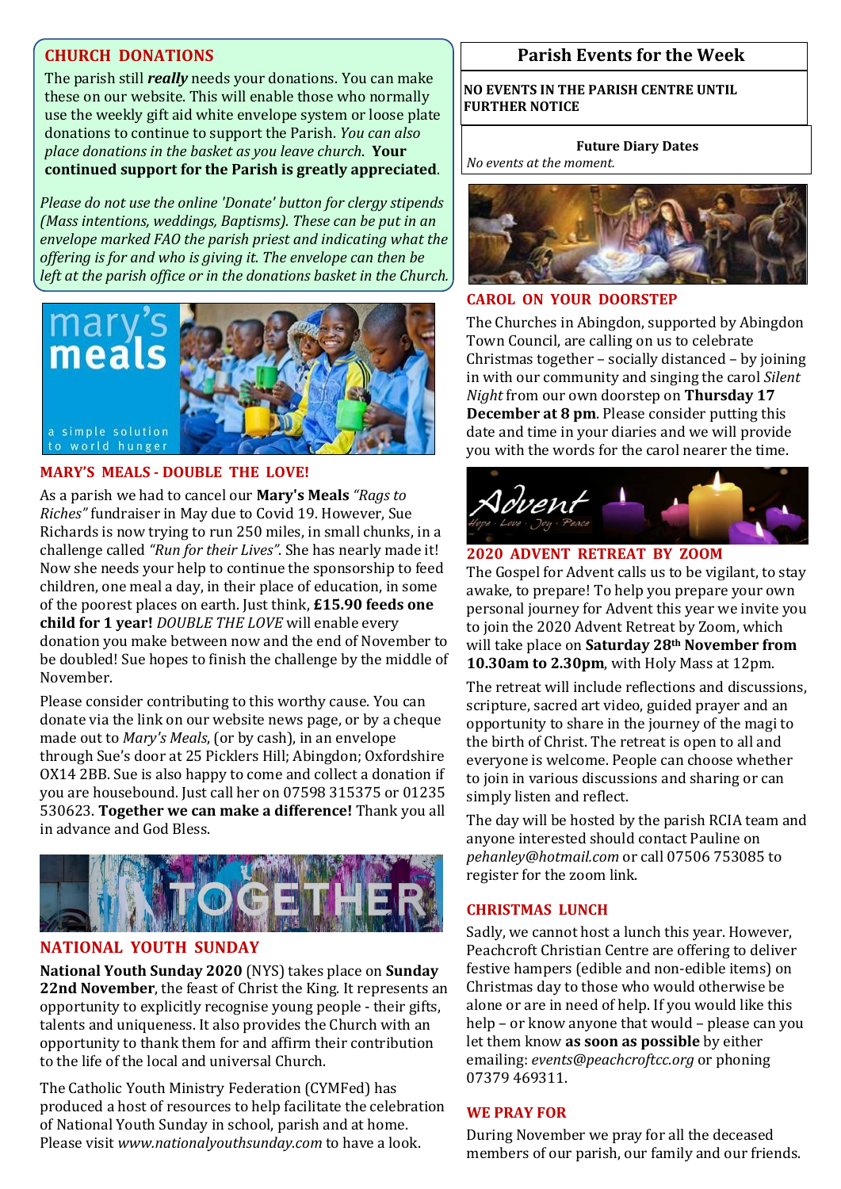## CHURCH DONATIONS

The parish still ***really*** needs your donations. You can make these on our website. This will enable those who normally use the weekly gift aid white envelope system or loose plate donations to continue to support the Parish. *You can also place donations in the basket as you leave church.* **Your continued support for the Parish is greatly appreciated**.

*Please do not use the online 'Donate' button for clergy stipends (Mass intentions, weddings, Baptisms). These can be put in an envelope marked FAO the parish priest and indicating what the offering is for and who is giving it. The envelope can then be left at the parish office or in the donations basket in the Church.*

## MARY'S MEALS - DOUBLE THE LOVE!

As a parish we had to cancel our **Mary's Meals** *"Rags to Riches"* fundraiser in May due to Covid 19. However, Sue Richards is now trying to run 250 miles, in small chunks, in a challenge called *"Run for their Lives"*. She has nearly made it! Now she needs your help to continue the sponsorship to feed children, one meal a day, in their place of education, in some of the poorest places on earth. Just think, **£15.90 feeds one child for 1 year!** *DOUBLE THE LOVE* will enable every donation you make between now and the end of November to be doubled! Sue hopes to finish the challenge by the middle of November.

Please consider contributing to this worthy cause. You can donate via the link on our website news page, or by a cheque made out to *Mary's Meals*, (or by cash), in an envelope through Sue's door at 25 Picklers Hill; Abingdon; Oxfordshire OX14 2BB. Sue is also happy to come and collect a donation if you are housebound. Just call her on 07598 315375 or 01235 530623. **Together we can make a difference!** Thank you all in advance and God Bless.

## NATIONAL YOUTH SUNDAY

**National Youth Sunday 2020** (NYS) takes place on **Sunday 22nd November**, the feast of Christ the King. It represents an opportunity to explicitly recognise young people - their gifts, talents and uniqueness. It also provides the Church with an opportunity to thank them for and affirm their contribution to the life of the local and universal Church.

The Catholic Youth Ministry Federation (CYMFed) has produced a host of resources to help facilitate the celebration of National Youth Sunday in school, parish and at home. Please visit *www.nationalyouthsunday.com* to have a look.

## Parish Events for the Week

**NO EVENTS IN THE PARISH CENTRE UNTIL FURTHER NOTICE**

**Future Diary Dates**

*No events at the moment.*

## CAROL ON YOUR DOORSTEP

The Churches in Abingdon, supported by Abingdon Town Council, are calling on us to celebrate Christmas together – socially distanced – by joining in with our community and singing the carol *Silent Night* from our own doorstep on **Thursday 17 December at 8 pm**. Please consider putting this date and time in your diaries and we will provide you with the words for the carol nearer the time.

## 2020 ADVENT RETREAT BY ZOOM

The Gospel for Advent calls us to be vigilant, to stay awake, to prepare! To help you prepare your own personal journey for Advent this year we invite you to join the 2020 Advent Retreat by Zoom, which will take place on **Saturday 28th November from 10.30am to 2.30pm**, with Holy Mass at 12pm.

The retreat will include reflections and discussions, scripture, sacred art video, guided prayer and an opportunity to share in the journey of the magi to the birth of Christ. The retreat is open to all and everyone is welcome. People can choose whether to join in various discussions and sharing or can simply listen and reflect.

The day will be hosted by the parish RCIA team and anyone interested should contact Pauline on *pehanley@hotmail.com* or call 07506 753085 to register for the zoom link.

## CHRISTMAS LUNCH

Sadly, we cannot host a lunch this year. However, Peachcroft Christian Centre are offering to deliver festive hampers (edible and non-edible items) on Christmas day to those who would otherwise be alone or are in need of help. If you would like this help – or know anyone that would – please can you let them know **as soon as possible** by either emailing: *events@peachcroftcc.org* or phoning 07379 469311.

## WE PRAY FOR

During November we pray for all the deceased members of our parish, our family and our friends.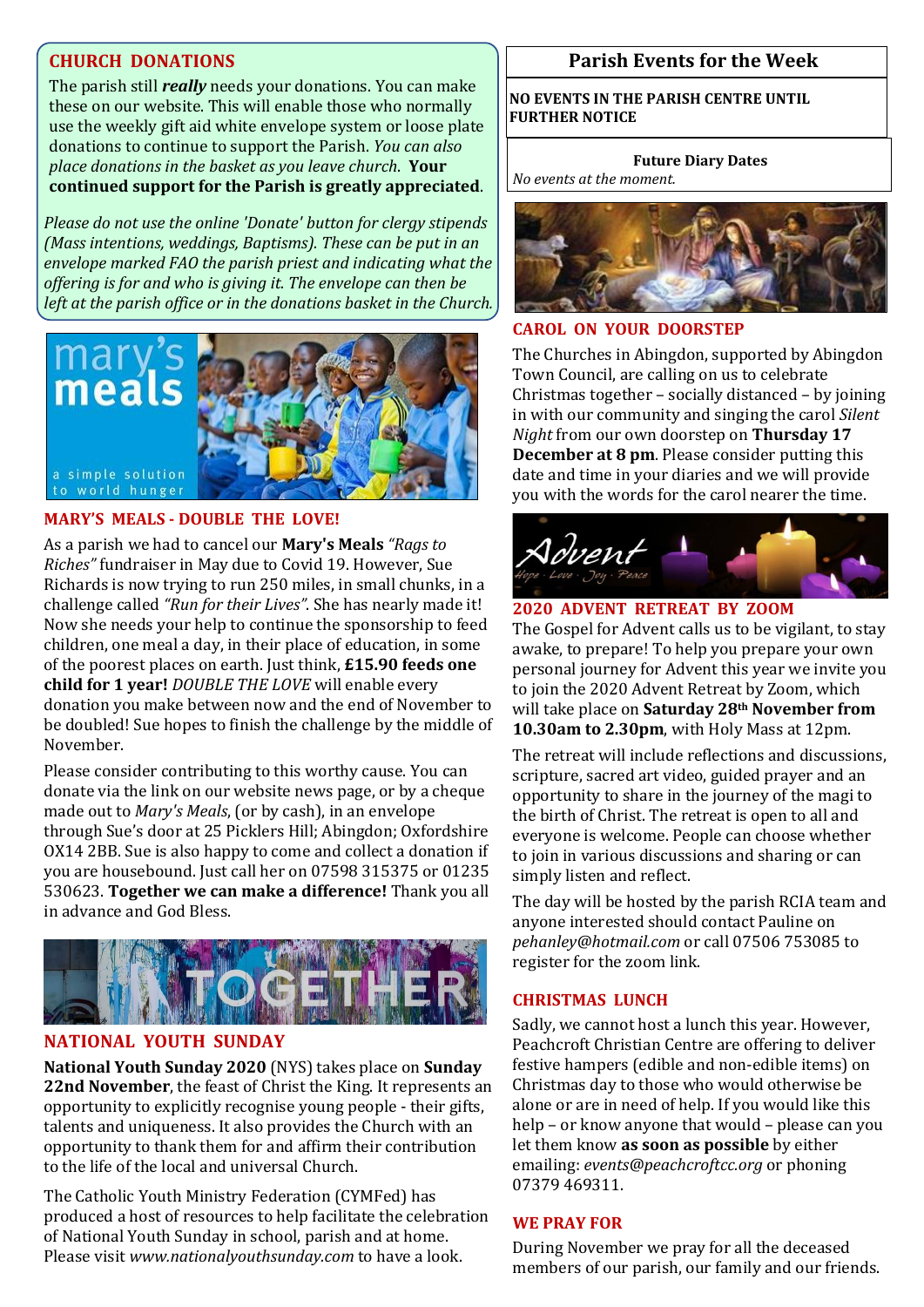## CHURCH DONATIONS

The parish still ***really*** needs your donations. You can make these on our website. This will enable those who normally use the weekly gift aid white envelope system or loose plate donations to continue to support the Parish. *You can also place donations in the basket as you leave church.* **Your continued support for the Parish is greatly appreciated**.

*Please do not use the online 'Donate' button for clergy stipends (Mass intentions, weddings, Baptisms). These can be put in an envelope marked FAO the parish priest and indicating what the offering is for and who is giving it. The envelope can then be left at the parish office or in the donations basket in the Church.*

mary's meals

a simple solution to world hunger

## MARY'S MEALS - DOUBLE THE LOVE!

As a parish we had to cancel our **Mary's Meals** *"Rags to Riches"* fundraiser in May due to Covid 19. However, Sue Richards is now trying to run 250 miles, in small chunks, in a challenge called *"Run for their Lives"*. She has nearly made it! Now she needs your help to continue the sponsorship to feed children, one meal a day, in their place of education, in some of the poorest places on earth. Just think, **£15.90 feeds one child for 1 year!** *DOUBLE THE LOVE* will enable every donation you make between now and the end of November to be doubled! Sue hopes to finish the challenge by the middle of November.

Please consider contributing to this worthy cause. You can donate via the link on our website news page, or by a cheque made out to *Mary's Meals*, (or by cash), in an envelope through Sue's door at 25 Picklers Hill; Abingdon; Oxfordshire OX14 2BB. Sue is also happy to come and collect a donation if you are housebound. Just call her on 07598 315375 or 01235 530623. **Together we can make a difference!** Thank you all in advance and God Bless.

TOGETHER

## NATIONAL YOUTH SUNDAY

**National Youth Sunday 2020** (NYS) takes place on **Sunday 22nd November**, the feast of Christ the King. It represents an opportunity to explicitly recognise young people - their gifts, talents and uniqueness. It also provides the Church with an opportunity to thank them for and affirm their contribution to the life of the local and universal Church.

The Catholic Youth Ministry Federation (CYMFed) has produced a host of resources to help facilitate the celebration of National Youth Sunday in school, parish and at home. Please visit *www.nationalyouthsunday.com* to have a look.

## Parish Events for the Week

**NO EVENTS IN THE PARISH CENTRE UNTIL FURTHER NOTICE**

**Future Diary Dates**

*No events at the moment.*

## CAROL ON YOUR DOORSTEP

The Churches in Abingdon, supported by Abingdon Town Council, are calling on us to celebrate Christmas together – socially distanced – by joining in with our community and singing the carol *Silent Night* from our own doorstep on **Thursday 17 December at 8 pm**. Please consider putting this date and time in your diaries and we will provide you with the words for the carol nearer the time.

Advent

Hope · Love · Joy · Peace

## 2020 ADVENT RETREAT BY ZOOM

The Gospel for Advent calls us to be vigilant, to stay awake, to prepare! To help you prepare your own personal journey for Advent this year we invite you to join the 2020 Advent Retreat by Zoom, which will take place on **Saturday 28th November from 10.30am to 2.30pm**, with Holy Mass at 12pm.

The retreat will include reflections and discussions, scripture, sacred art video, guided prayer and an opportunity to share in the journey of the magi to the birth of Christ. The retreat is open to all and everyone is welcome. People can choose whether to join in various discussions and sharing or can simply listen and reflect.

The day will be hosted by the parish RCIA team and anyone interested should contact Pauline on *pehanley@hotmail.com* or call 07506 753085 to register for the zoom link.

## CHRISTMAS LUNCH

Sadly, we cannot host a lunch this year. However, Peachcroft Christian Centre are offering to deliver festive hampers (edible and non-edible items) on Christmas day to those who would otherwise be alone or are in need of help. If you would like this help – or know anyone that would – please can you let them know **as soon as possible** by either emailing: *events@peachcroftcc.org* or phoning 07379 469311.

## WE PRAY FOR

During November we pray for all the deceased members of our parish, our family and our friends.